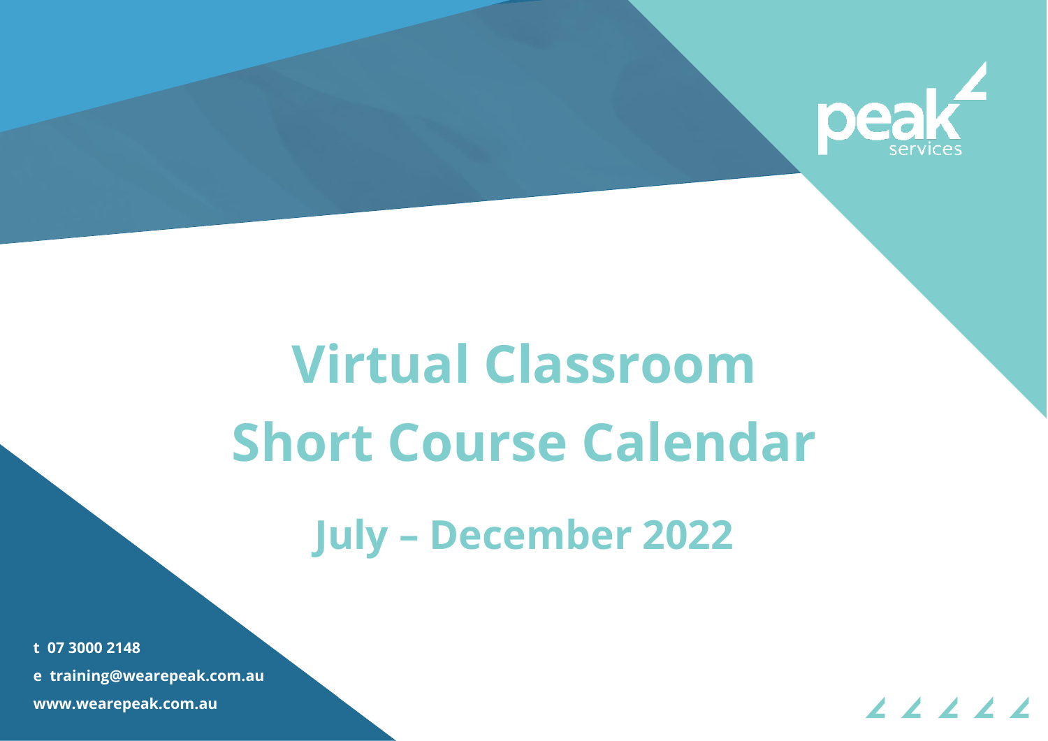# Virtual Classroom Short Course Calendar

## July – December 2022

**t** 07 3000 2148

**e** training@wearepeak.com.au

www.wearepeak.com.au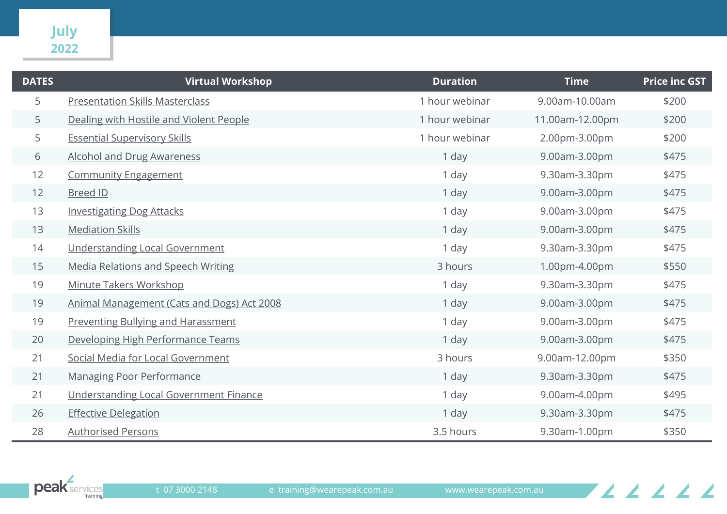# July 2022

| DATES | Virtual Workshop | Duration | Time | Price inc GST |
|---|---|---|---|---|
| 5 | Presentation Skills Masterclass | 1 hour webinar | 9.00am-10.00am | $200 |
| 5 | Dealing with Hostile and Violent People | 1 hour webinar | 11.00am-12.00pm | $200 |
| 5 | Essential Supervisory Skills | 1 hour webinar | 2.00pm-3.00pm | $200 |
| 6 | Alcohol and Drug Awareness | 1 day | 9.00am-3.00pm | $475 |
| 12 | Community Engagement | 1 day | 9.30am-3.30pm | $475 |
| 12 | Breed ID | 1 day | 9.00am-3.00pm | $475 |
| 13 | Investigating Dog Attacks | 1 day | 9.00am-3.00pm | $475 |
| 13 | Mediation Skills | 1 day | 9.00am-3.00pm | $475 |
| 14 | Understanding Local Government | 1 day | 9.30am-3.30pm | $475 |
| 15 | Media Relations and Speech Writing | 3 hours | 1.00pm-4.00pm | $550 |
| 19 | Minute Takers Workshop | 1 day | 9.30am-3.30pm | $475 |
| 19 | Animal Management (Cats and Dogs) Act 2008 | 1 day | 9.00am-3.00pm | $475 |
| 19 | Preventing Bullying and Harassment | 1 day | 9.00am-3.00pm | $475 |
| 20 | Developing High Performance Teams | 1 day | 9.00am-3.00pm | $475 |
| 21 | Social Media for Local Government | 3 hours | 9.00am-12.00pm | $350 |
| 21 | Managing Poor Performance | 1 day | 9.30am-3.30pm | $475 |
| 21 | Understanding Local Government Finance | 1 day | 9.00am-4.00pm | $495 |
| 26 | Effective Delegation | 1 day | 9.30am-3.30pm | $475 |
| 28 | Authorised Persons | 3.5 hours | 9.30am-1.00pm | $350 |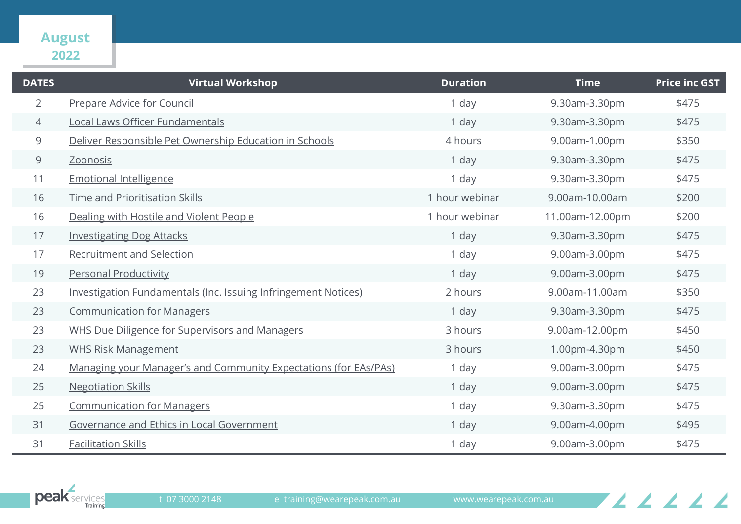# August 2022

| DATES | Virtual Workshop | Duration | Time | Price inc GST |
|---|---|---|---|---|
| 2 | Prepare Advice for Council | 1 day | 9.30am-3.30pm | $475 |
| 4 | Local Laws Officer Fundamentals | 1 day | 9.30am-3.30pm | $475 |
| 9 | Deliver Responsible Pet Ownership Education in Schools | 4 hours | 9.00am-1.00pm | $350 |
| 9 | Zoonosis | 1 day | 9.30am-3.30pm | $475 |
| 11 | Emotional Intelligence | 1 day | 9.30am-3.30pm | $475 |
| 16 | Time and Prioritisation Skills | 1 hour webinar | 9.00am-10.00am | $200 |
| 16 | Dealing with Hostile and Violent People | 1 hour webinar | 11.00am-12.00pm | $200 |
| 17 | Investigating Dog Attacks | 1 day | 9.30am-3.30pm | $475 |
| 17 | Recruitment and Selection | 1 day | 9.00am-3.00pm | $475 |
| 19 | Personal Productivity | 1 day | 9.00am-3.00pm | $475 |
| 23 | Investigation Fundamentals (Inc. Issuing Infringement Notices) | 2 hours | 9.00am-11.00am | $350 |
| 23 | Communication for Managers | 1 day | 9.30am-3.30pm | $475 |
| 23 | WHS Due Diligence for Supervisors and Managers | 3 hours | 9.00am-12.00pm | $450 |
| 23 | WHS Risk Management | 3 hours | 1.00pm-4.30pm | $450 |
| 24 | Managing your Manager's and Community Expectations (for EAs/PAs) | 1 day | 9.00am-3.00pm | $475 |
| 25 | Negotiation Skills | 1 day | 9.00am-3.00pm | $475 |
| 25 | Communication for Managers | 1 day | 9.30am-3.30pm | $475 |
| 31 | Governance and Ethics in Local Government | 1 day | 9.00am-4.00pm | $495 |
| 31 | Facilitation Skills | 1 day | 9.00am-3.00pm | $475 |

peak services Training t 07 3000 2148 e training@wearepeak.com.au www.wearepeak.com.au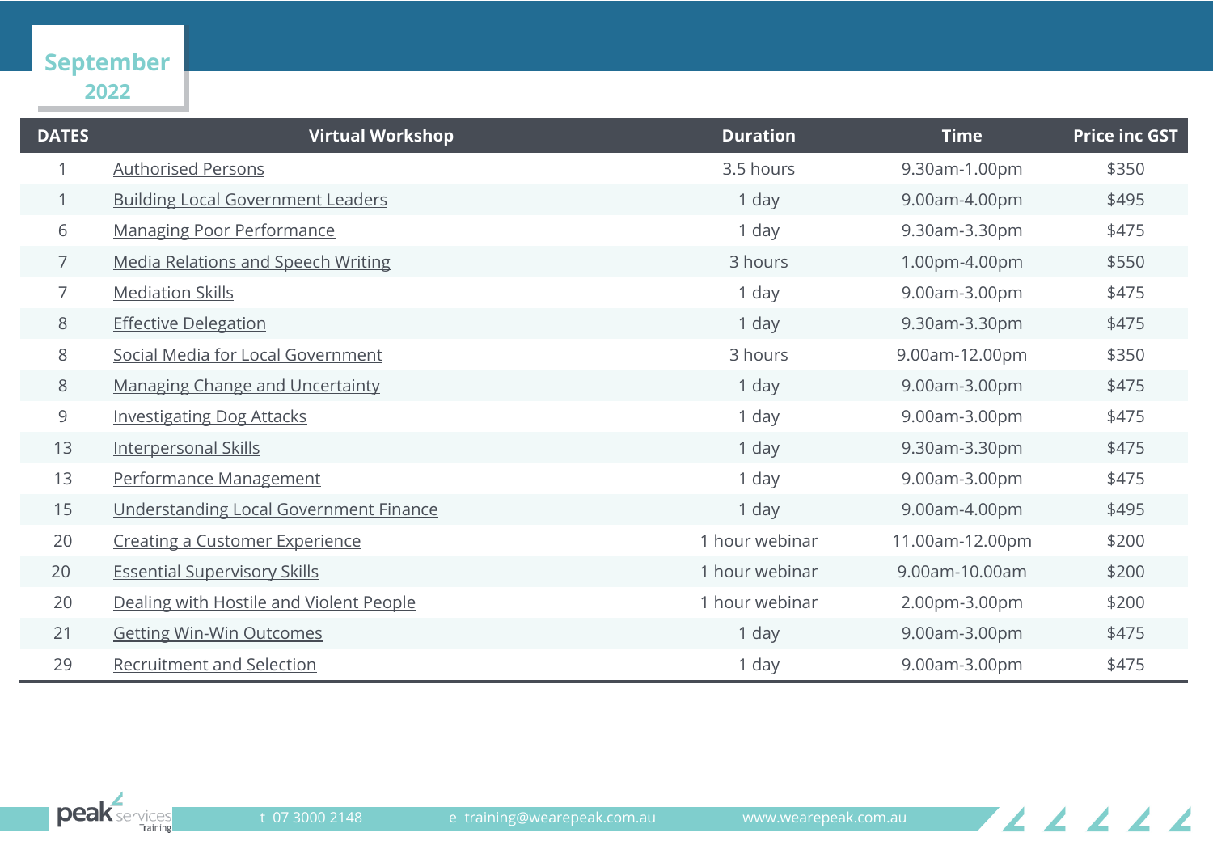## September 2022

| DATES | Virtual Workshop | Duration | Time | Price inc GST |
|---|---|---|---|---|
| 1 | Authorised Persons | 3.5 hours | 9.30am-1.00pm | $350 |
| 1 | Building Local Government Leaders | 1 day | 9.00am-4.00pm | $495 |
| 6 | Managing Poor Performance | 1 day | 9.30am-3.30pm | $475 |
| 7 | Media Relations and Speech Writing | 3 hours | 1.00pm-4.00pm | $550 |
| 7 | Mediation Skills | 1 day | 9.00am-3.00pm | $475 |
| 8 | Effective Delegation | 1 day | 9.30am-3.30pm | $475 |
| 8 | Social Media for Local Government | 3 hours | 9.00am-12.00pm | $350 |
| 8 | Managing Change and Uncertainty | 1 day | 9.00am-3.00pm | $475 |
| 9 | Investigating Dog Attacks | 1 day | 9.00am-3.00pm | $475 |
| 13 | Interpersonal Skills | 1 day | 9.30am-3.30pm | $475 |
| 13 | Performance Management | 1 day | 9.00am-3.00pm | $475 |
| 15 | Understanding Local Government Finance | 1 day | 9.00am-4.00pm | $495 |
| 20 | Creating a Customer Experience | 1 hour webinar | 11.00am-12.00pm | $200 |
| 20 | Essential Supervisory Skills | 1 hour webinar | 9.00am-10.00am | $200 |
| 20 | Dealing with Hostile and Violent People | 1 hour webinar | 2.00pm-3.00pm | $200 |
| 21 | Getting Win-Win Outcomes | 1 day | 9.00am-3.00pm | $475 |
| 29 | Recruitment and Selection | 1 day | 9.00am-3.00pm | $475 |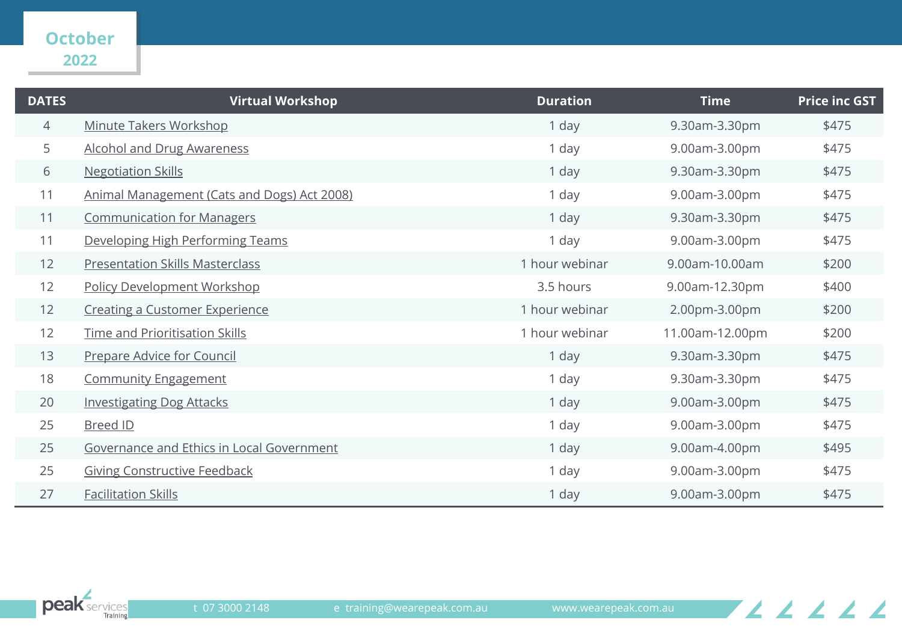## October 2022

| DATES | Virtual Workshop | Duration | Time | Price inc GST |
|---|---|---|---|---|
| 4 | Minute Takers Workshop | 1 day | 9.30am-3.30pm | $475 |
| 5 | Alcohol and Drug Awareness | 1 day | 9.00am-3.00pm | $475 |
| 6 | Negotiation Skills | 1 day | 9.30am-3.30pm | $475 |
| 11 | Animal Management (Cats and Dogs) Act 2008) | 1 day | 9.00am-3.00pm | $475 |
| 11 | Communication for Managers | 1 day | 9.30am-3.30pm | $475 |
| 11 | Developing High Performing Teams | 1 day | 9.00am-3.00pm | $475 |
| 12 | Presentation Skills Masterclass | 1 hour webinar | 9.00am-10.00am | $200 |
| 12 | Policy Development Workshop | 3.5 hours | 9.00am-12.30pm | $400 |
| 12 | Creating a Customer Experience | 1 hour webinar | 2.00pm-3.00pm | $200 |
| 12 | Time and Prioritisation Skills | 1 hour webinar | 11.00am-12.00pm | $200 |
| 13 | Prepare Advice for Council | 1 day | 9.30am-3.30pm | $475 |
| 18 | Community Engagement | 1 day | 9.30am-3.30pm | $475 |
| 20 | Investigating Dog Attacks | 1 day | 9.00am-3.00pm | $475 |
| 25 | Breed ID | 1 day | 9.00am-3.00pm | $475 |
| 25 | Governance and Ethics in Local Government | 1 day | 9.00am-4.00pm | $495 |
| 25 | Giving Constructive Feedback | 1 day | 9.00am-3.00pm | $475 |
| 27 | Facilitation Skills | 1 day | 9.00am-3.00pm | $475 |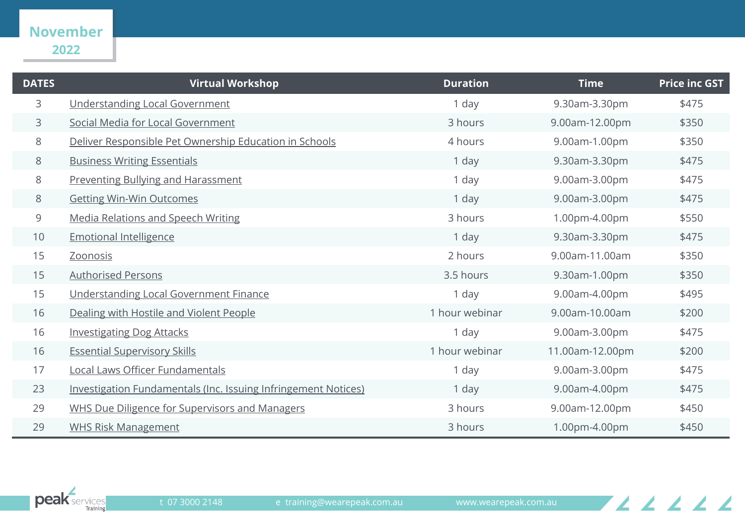# November 2022

| DATES | Virtual Workshop | Duration | Time | Price inc GST |
|---|---|---|---|---|
| 3 | Understanding Local Government | 1 day | 9.30am-3.30pm | $475 |
| 3 | Social Media for Local Government | 3 hours | 9.00am-12.00pm | $350 |
| 8 | Deliver Responsible Pet Ownership Education in Schools | 4 hours | 9.00am-1.00pm | $350 |
| 8 | Business Writing Essentials | 1 day | 9.30am-3.30pm | $475 |
| 8 | Preventing Bullying and Harassment | 1 day | 9.00am-3.00pm | $475 |
| 8 | Getting Win-Win Outcomes | 1 day | 9.00am-3.00pm | $475 |
| 9 | Media Relations and Speech Writing | 3 hours | 1.00pm-4.00pm | $550 |
| 10 | Emotional Intelligence | 1 day | 9.30am-3.30pm | $475 |
| 15 | Zoonosis | 2 hours | 9.00am-11.00am | $350 |
| 15 | Authorised Persons | 3.5 hours | 9.30am-1.00pm | $350 |
| 15 | Understanding Local Government Finance | 1 day | 9.00am-4.00pm | $495 |
| 16 | Dealing with Hostile and Violent People | 1 hour webinar | 9.00am-10.00am | $200 |
| 16 | Investigating Dog Attacks | 1 day | 9.00am-3.00pm | $475 |
| 16 | Essential Supervisory Skills | 1 hour webinar | 11.00am-12.00pm | $200 |
| 17 | Local Laws Officer Fundamentals | 1 day | 9.00am-3.00pm | $475 |
| 23 | Investigation Fundamentals (Inc. Issuing Infringement Notices) | 1 day | 9.00am-4.00pm | $475 |
| 29 | WHS Due Diligence for Supervisors and Managers | 3 hours | 9.00am-12.00pm | $450 |
| 29 | WHS Risk Management | 3 hours | 1.00pm-4.00pm | $450 |

peak services Training | t 07 3000 2148 | e training@wearepeak.com.au | www.wearepeak.com.au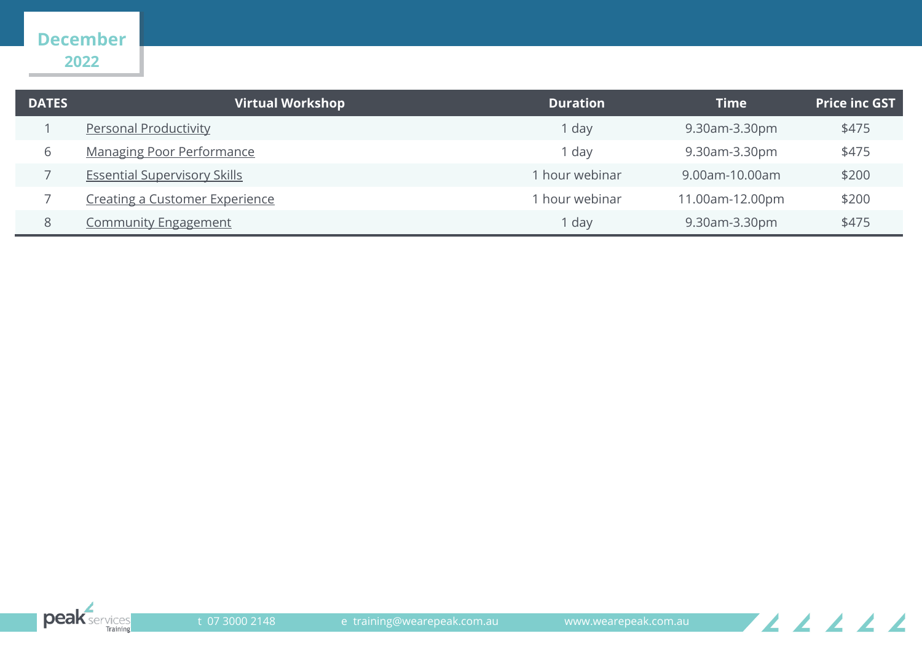# December 2022

| DATES | Virtual Workshop | Duration | Time | Price inc GST |
|---|---|---|---|---|
| 1 | Personal Productivity | 1 day | 9.30am-3.30pm | $475 |
| 6 | Managing Poor Performance | 1 day | 9.30am-3.30pm | $475 |
| 7 | Essential Supervisory Skills | 1 hour webinar | 9.00am-10.00am | $200 |
| 7 | Creating a Customer Experience | 1 hour webinar | 11.00am-12.00pm | $200 |
| 8 | Community Engagement | 1 day | 9.30am-3.30pm | $475 |